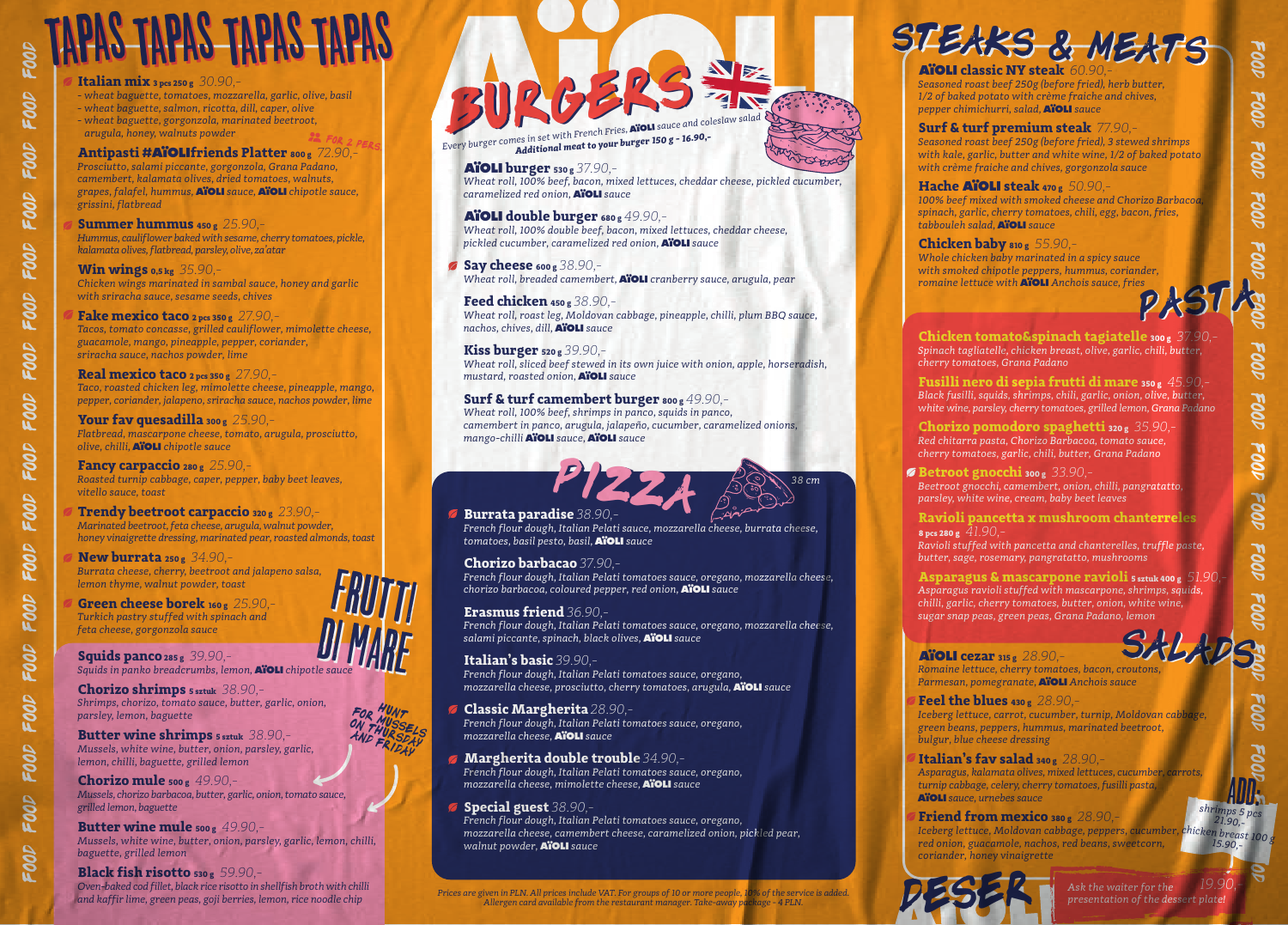# AÏOLI

## TAPAS TAPAS TAPAS TAPAS

**Italian mix** 3 pcs 250 g *30.90,-*
- wheat baguette, tomatoes, mozzarella, garlic, olive, basil
- wheat baguette, salmon, ricotta, dill, caper, olive
- wheat baguette, gorgonzola, marinated beetroot, arugula, honey, walnuts powder

FOR 2 PERS.

**Antipasti #AÏOLIfriends Platter** 800 g *72.90,-*
*Prosciutto, salami piccante, gorgonzola, Grana Padano, camembert, kalamata olives, dried tomatoes, walnuts, grapes, falafel, hummus, AÏOLI sauce, AÏOLI chipotle sauce, grissini, flatbread*

**Summer hummus** 450 g *25.90,-*
*Hummus, cauliflower baked with sesame, cherry tomatoes, pickle, kalamata olives, flatbread, parsley, olive, za'atar*

**Win wings** 0,5 kg *35.90,-*
*Chicken wings marinated in sambal sauce, honey and garlic with sriracha sauce, sesame seeds, chives*

**Fake mexico taco** 2 pcs 350 g *27.90,-*
*Tacos, tomato concasse, grilled cauliflower, mimolette cheese, guacamole, mango, pineapple, pepper, coriander, sriracha sauce, nachos powder, lime*

**Real mexico taco** 2 pcs 350 g *27.90,-*
*Taco, roasted chicken leg, mimolette cheese, pineapple, mango, pepper, coriander, jalapeno, sriracha sauce, nachos powder, lime*

**Your fav quesadilla** 300 g *25.90,-*
*Flatbread, mascarpone cheese, tomato, arugula, prosciutto, olive, chilli, AÏOLI chipotle sauce*

**Fancy carpaccio** 280 g *25.90,-*
*Roasted turnip cabbage, caper, pepper, baby beet leaves, vitello sauce, toast*

**Trendy beetroot carpaccio** 320 g *23.90,-*
*Marinated beetroot, feta cheese, arugula, walnut powder, honey vinaigrette dressing, marinated pear, roasted almonds, toast*

**New burrata** 250 g *34.90,-*
*Burrata cheese, cherry, beetroot and jalapeno salsa, lemon thyme, walnut powder, toast*

**Green cheese borek** 160 g *25.90,-*
*Turkish pastry stuffed with spinach and feta cheese, gorgonzola sauce*

## FRUTTI DI MARE

**Squids panco** 285 g *39.90,-*
*Squids in panko breadcrumbs, lemon, AÏOLI chipotle sauce*

**Chorizo shrimps** 5 sztuk *38.90,-*
*Shrimps, chorizo, tomato sauce, butter, garlic, onion, parsley, lemon, baguette*

FOR MUSSELS HUNT ON THURSDAY AND FRIDAY

**Butter wine shrimps** 5 sztuk *38.90,-*
*Mussels, white wine, butter, onion, parsley, garlic, lemon, chilli, baguette, grilled lemon*

**Chorizo mule** 500 g *49.90,-*
*Mussels, chorizo barbacoa, butter, garlic, onion, tomato sauce, grilled lemon, baguette*

**Butter wine mule** 500 g *49.90,-*
*Mussels, white wine, butter, onion, parsley, garlic, lemon, chilli, baguette, grilled lemon*

**Black fish risotto** 530 g *59.90,-*
*Oven-baked cod fillet, black rice risotto in shellfish broth with chilli and kaffir lime, green peas, goji berries, lemon, rice noodle chip*

## BURGERS

*Every burger comes in set with French Fries, AÏOLI sauce and coleslaw salad*
***Additional meat to your burger 150 g - 16.90,-***

**AÏOLI burger** 530 g *37.90,-*
*Wheat roll, 100% beef, bacon, mixed lettuces, cheddar cheese, pickled cucumber, caramelized red onion, AÏOLI sauce*

**AÏOLI double burger** 680 g *49.90,-*
*Wheat roll, 100% double beef, bacon, mixed lettuces, cheddar cheese, pickled cucumber, caramelized red onion, AÏOLI sauce*

**Say cheese** 600 g *38.90,-*
*Wheat roll, breaded camembert, AÏOLI cranberry sauce, arugula, pear*

**Feed chicken** 450 g *38.90,-*
*Wheat roll, roast leg, Moldovan cabbage, pineapple, chilli, plum BBQ sauce, nachos, chives, dill, AÏOLI sauce*

**Kiss burger** 520 g *39.90,-*
*Wheat roll, sliced beef stewed in its own juice with onion, apple, horseradish, mustard, roasted onion, AÏOLI sauce*

**Surf & turf camembert burger** 800 g *49.90,-*
*Wheat roll, 100% beef, shrimps in panco, squids in panco, camembert in panco, arugula, jalapeño, cucumber, caramelized onions, mango-chilli AÏOLI sauce, AÏOLI sauce*

## PIZZA

38 cm

**Burrata paradise** *38.90,-*
*French flour dough, Italian Pelati sauce, mozzarella cheese, burrata cheese, tomatoes, basil pesto, basil, AÏOLI sauce*

**Chorizo barbacao** *37.90,-*
*French flour dough, Italian Pelati tomatoes sauce, oregano, mozzarella cheese, chorizo barbacoa, coloured pepper, red onion, AÏOLI sauce*

**Erasmus friend** *36.90,-*
*French flour dough, Italian Pelati tomatoes sauce, oregano, mozzarella cheese, salami piccante, spinach, black olives, AÏOLI sauce*

**Italian's basic** *39.90,-*
*French flour dough, Italian Pelati tomatoes sauce, oregano, mozzarella cheese, prosciutto, cherry tomatoes, arugula, AÏOLI sauce*

**Classic Margherita** *28.90,-*
*French flour dough, Italian Pelati tomatoes sauce, oregano, mozzarella cheese, AÏOLI sauce*

**Margherita double trouble** *34.90,-*
*French flour dough, Italian Pelati tomatoes sauce, oregano, mozzarella cheese, mimolette cheese, AÏOLI sauce*

**Special guest** *38.90,-*
*French flour dough, Italian Pelati tomatoes sauce, oregano, mozzarella cheese, camembert cheese, caramelized onion, pickled pear, walnut powder, AÏOLI sauce*

*Prices are given in PLN. All prices include VAT. For groups of 10 or more people, 10% of the service is added. Allergen card available from the restaurant manager. Take-away package - 4 PLN.*

## STEAKS & MEATS

**AÏOLI classic NY steak** *60.90,-*
*Seasoned roast beef 250g (before fried), herb butter, 1/2 of baked potato with crème fraiche and chives, pepper chimichurri, salad, AÏOLI sauce*

**Surf & turf premium steak** *77.90,-*
*Seasoned roast beef 250g (before fried), 3 stewed shrimps with kale, garlic, butter and white wine, 1/2 of baked potato with crème fraiche and chives, gorgonzola sauce*

**Hache AÏOLI steak** 470 g *50.90,-*
*100% beef mixed with smoked cheese and Chorizo Barbacoa, spinach, garlic, cherry tomatoes, chili, egg, bacon, fries, tabbouleh salad, AÏOLI sauce*

**Chicken baby** 810 g *55.90,-*
*Whole chicken baby marinated in a spicy sauce with smoked chipotle peppers, hummus, coriander, romaine lettuce with AÏOLI Anchois sauce, fries*

## PASTA

**Chicken tomato&spinach tagiatelle** 300 g *37.90,-*
*Spinach tagliatelle, chicken breast, olive, garlic, chili, butter, cherry tomatoes, Grana Padano*

**Fusilli nero di sepia frutti di mare** 350 g *45.90,-*
*Black fusilli, squids, shrimps, chili, garlic, onion, olive, butter, white wine, parsley, cherry tomatoes, grilled lemon, Grana Padano*

**Chorizo pomodoro spaghetti** 320 g *35.90,-*
*Red chitarra pasta, Chorizo Barbacoa, tomato sauce, cherry tomatoes, garlic, chili, butter, Grana Padano*

**Betroot gnocchi** 300 g *33.90,-*
*Beetroot gnocchi, camembert, onion, chilli, pangratatto, parsley, white wine, cream, baby beet leaves*

**Ravioli pancetta x mushroom chanterreles** 8 pcs 280 g *41.90,-*
*Ravioli stuffed with pancetta and chanterelles, truffle paste, butter, sage, rosemary, pangratatto, mushrooms*

**Asparagus & mascarpone ravioli** 5 sztuk 400 g *51.90,-*
*Asparagus ravioli stuffed with mascarpone, shrimps, squids, chilli, garlic, cherry tomatoes, butter, onion, white wine, sugar snap peas, green peas, Grana Padano, lemon*

## SALADS

**AÏOLI cezar** 315 g *28.90,-*
*Romaine lettuce, cherry tomatoes, bacon, croutons, Parmesan, pomegranate, AÏOLI Anchois sauce*

**Feel the blues** 430 g *28.90,-*
*Iceberg lettuce, carrot, cucumber, turnip, Moldovan cabbage, green beans, peppers, hummus, marinated beetroot, bulgur, blue cheese dressing*

**Italian's fav salad** 340 g *28.90,-*
*Asparagus, kalamata olives, mixed lettuces, cucumber, carrots, turnip cabbage, celery, cherry tomatoes, fusilli pasta, AÏOLI sauce, urnebes sauce*

**Friend from mexico** 380 g *28.90,-*
*Iceberg lettuce, Moldovan cabbage, peppers, cucumber, red onion, guacamole, nachos, red beans, sweetcorn, coriander, honey vinaigrette*

**ADD:**
shrimps 5 pcs 21.90,-
chicken breast 100 g 15.90,-

## DESER

*Ask the waiter for the presentation of the dessert plate!* *19.90,-*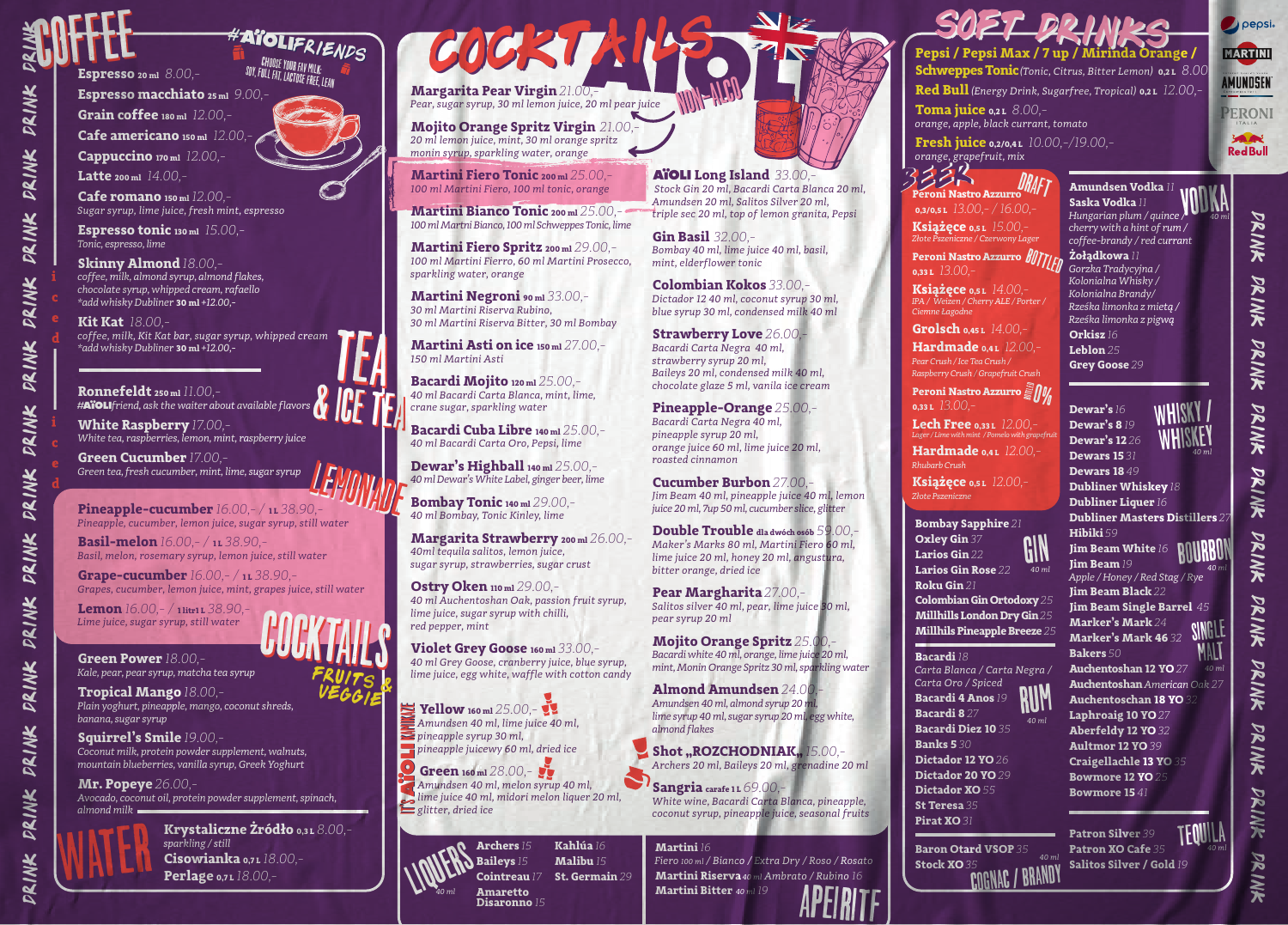# COFFEE

#AÏOLIFRIENDS — CHOOSE YOUR FAV MILK: SOY, FULL FAT, LACTOSE FREE, LEAN

**Espresso** 20 ml *8.00,-*
**Espresso macchiato** 25 ml *9.00,-*
**Grain coffee** 180 ml *12.00,-*
**Cafe americano** 150 ml *12.00,-*
**Cappuccino** 170 ml *12.00,-*
**Latte** 200 ml *14.00,-*
**Cafe romano** 150 ml *12.00,-*
*Sugar syrup, lime juice, fresh mint, espresso*
**Espresso tonic** 130 ml *15.00,-*
*Tonic, espresso, lime*

### iced

**Skinny Almond** *18.00,-*
*coffee, milk, almond syrup, almond flakes, chocolate syrup, whipped cream, rafaello*
*\*add whisky Dubliner* **30 ml** *+12.00,-*
**Kit Kat** *18.00,-*
*coffee, milk, Kit Kat bar, sugar syrup, whipped cream*
*\*add whisky Dubliner* **30 ml** *+12.00,-*

# TEA & ICE TEA

**Ronnefeldt** 250 ml *11.00,-*
*#AÏOLIfriend, ask the waiter about available flavors*

### iced

**White Raspberry** *17.00,-*
*White tea, raspberries, lemon, mint, raspberry juice*
**Green Cucumber** *17.00,-*
*Green tea, fresh cucumber, mint, lime, sugar syrup*

# LEMONADE

**Pineapple-cucumber** *16.00,- / 1L 38.90,-*
*Pineapple, cucumber, lemon juice, sugar syrup, still water*
**Basil-melon** *16.00,- / 1L 38.90,-*
*Basil, melon, rosemary syrup, lemon juice, still water*
**Grape-cucumber** *16.00,- / 1L 38.90,-*
*Grapes, cucumber, lemon juice, mint, grapes juice, still water*
**Lemon** *16.00,- / 1litr 1L 38.90,-*
*Lime juice, sugar syrup, still water*

# COCKTAILS — FRUITS & VEGGIE

**Green Power** *18.00,-*
*Kale, pear, pear syrup, matcha tea syrup*
**Tropical Mango** *18.00,-*
*Plain yoghurt, pineapple, mango, coconut shreds, banana, sugar syrup*
**Squirrel's Smile** *19.00,-*
*Coconut milk, protein powder supplement, walnuts, mountain blueberries, vanilla syrup, Greek Yoghurt*
**Mr. Popeye** *26.00,-*
*Avocado, coconut oil, protein powder supplement, spinach, almond milk*

# WATER

**Krystaliczne Źródło** 0,3 L *8.00,-*
*sparkling / still*
**Cisowianka** 0,7 L *18.00,-*
**Perlage** 0,7 L *18.00,-*

# COCKTAILS

## NON-ALCO

**Margarita Pear Virgin** *21.00,-*
*Pear, sugar syrup, 30 ml lemon juice, 20 ml pear juice*
**Mojito Orange Spritz Virgin** *21.00,-*
*20 ml lemon juice, mint, 30 ml orange spritz monin syrup, sparkling water, orange*

**Martini Fiero Tonic** 200 ml *25.00,-*
*100 ml Martini Fiero, 100 ml tonic, orange*
**Martini Bianco Tonic** 200 ml *25.00,-*
*100 ml Martini Bianco, 100 ml Schweppes Tonic, lime*
**Martini Fiero Spritz** 200 ml *29.00,-*
*100 ml Martini Fierro, 60 ml Martini Prosecco, sparkling water, orange*
**Martini Negroni** 90 ml *33.00,-*
*30 ml Martini Riserva Rubino, 30 ml Martini Riserva Bitter, 30 ml Bombay*
**Martini Asti on ice** 150 ml *27.00,-*
*150 ml Martini Asti*
**Bacardi Mojito** 120 ml *25.00,-*
*40 ml Bacardi Carta Blanca, mint, lime, crane sugar, sparkling water*
**Bacardi Cuba Libre** 140 ml *25.00,-*
*40 ml Bacardi Carta Oro, Pepsi, lime*
**Dewar's Highball** 140 ml *25.00,-*
*40 ml Dewar's White Label, ginger beer, lime*
**Bombay Tonic** 140 ml *29.00,-*
*40 ml Bombay, Tonic Kinley, lime*
**Margarita Strawberry** 200 ml *26.00,-*
*40ml tequila salitos, lemon juice, sugar syrup, strawberries, sugar crust*
**Ostry Oken** 110 ml *29.00,-*
*40 ml Auchentoshan Oak, passion fruit syrup, lime juice, sugar syrup with chilli, red pepper, mint*
**Violet Grey Goose** 160 ml *33.00,-*
*40 ml Grey Goose, cranberry juice, blue syrup, lime juice, egg white, waffle with cotton candy*

### IT'S AÏOLI KAMIKAZE

**Yellow** 160 ml *25.00,-*
*Amundsen 40 ml, lime juice 40 ml, pineapple syrup 30 ml, pineapple juicevy 60 ml, dried ice*
**Green** 160 ml *28.00,-*
*Amundsen 40 ml, melon syrup 40 ml, lime juice 40 ml, midori melon liquer 20 ml, glitter, dried ice*

**AÏOLI Long Island** *33.00,-*
*Stock Gin 20 ml, Bacardi Carta Blanca 20 ml, Amundsen 20 ml, Salitos Silver 20 ml, triple sec 20 ml, top of lemon granita, Pepsi*
**Gin Basil** *32.00,-*
*Bombay 40 ml, lime juice 40 ml, basil, mint, elderflower tonic*
**Colombian Kokos** *33.00,-*
*Dictador 12 40 ml, coconut syrup 30 ml, blue syrup 30 ml, condensed milk 40 ml*
**Strawberry Love** *26.00,-*
*Bacardi Carta Negra 40 ml, strawberry syrup 20 ml, Baileys 20 ml, condensed milk 40 ml, chocolate glaze 5 ml, vanila ice cream*
**Pineapple-Orange** *25.00,-*
*Bacardi Carta Negra 40 ml, pineapple syrup 20 ml, orange juice 60 ml, lime juice 20 ml, roasted cinnamon*
**Cucumber Burbon** *27.00,-*
*Jim Beam 40 ml, pineapple juice 40 ml, lemon juice 20 ml, 7up 50 ml, cucumber slice, glitter*
**Double Trouble** dla dwóch osób *59.00,-*
*Maker's Marks 80 ml, Martini Fiero 60 ml, lime juice 20 ml, honey 20 ml, angustura, bitter orange, dried ice*
**Pear Margharita** *27.00,-*
*Salitos silver 40 ml, pear, lime juice 30 ml, pear syrup 20 ml*
**Mojito Orange Spritz** *25.00,-*
*Bacardi white 40 ml, orange, lime juice 20 ml, mint, Monin Orange Spritz 30 ml, sparkling water*
**Almond Amundsen** *24.00,-*
*Amundsen 40 ml, almond syrup 20 ml, lime syrup 40 ml, sugar syrup 20 ml, egg white, almond flakes*
**Shot „ROZCHODNIAK"** *15.00,-*
*Archers 20 ml, Baileys 20 ml, grenadine 20 ml*
**Sangria** carafe 1 L *69.00,-*
*White wine, Bacardi Carta Blanca, pineapple, coconut syrup, pineapple juice, seasonal fruits*

## LIQUERS (40 ml)

**Archers** *15*
**Baileys** *15*
**Cointreau** *17*
**Amaretto Disaronno** *15*
**Kahlúa** *16*
**Malibu** *15*
**St. Germain** *29*

## APERITIF

**Martini** *16*
*Fiero 100 ml / Bianco / Extra Dry / Roso / Rosato*
**Martini Riserva** 40 ml *Ambrato / Rubino 16*
**Martini Bitter** 40 ml *19*

# SOFT DRINKS

**Pepsi / Pepsi Max / 7 up / Mirinda Orange / Schweppes Tonic** *(Tonic, Citrus, Bitter Lemon)* 0,2 L *8.00*
**Red Bull** *(Energy Drink, Sugarfree, Tropical)* 0,2 L *12.00,-*
**Toma juice** 0,2 L *8.00,-*
*orange, apple, black currant, tomato*
**Fresh juice** 0,2/0,4 L *10.00,-/19.00,-*
*orange, grapefruit, mix*

# BEER

## DRAFT

**Peroni Nastro Azzurro** 0,3/0,5 L *13.00,- / 16.00,-*
**Książęce** 0,5 L *15.00,-*
*Złote Pszeniczne / Czerwony Lager*

## BOTTLED

**Peroni Nastro Azzurro** 0,33 L *13.00,-*
**Książęce** 0,5 L *14.00,-*
*IPA / Weizen / Cherry ALE / Porter / Ciemne Łagodne*
**Grolsch** 0,45 L *14.00,-*
**Hardmade** 0,4 L *12.00,-*
*Pear Crush / Ice Tea Crush / Raspberry Crush / Grapefruit Crush*

## ALCOHOL FREE 0%

**Peroni Nastro Azzurro** 0,33 L *13.00,-*
**Lech Free** 0,33 L *12.00,-*
*Lager / Lime with mint / Pomelo with grapefruit*
**Hardmade** 0,4 L *12.00,-*
*Rhubarb Crush*
**Książęce** 0,5 L *12.00,-*
*Złote Pszeniczne*

## GIN (40 ml)

**Bombay Sapphire** *21*
**Oxley Gin** *37*
**Larios Gin** *22*
**Larios Gin Rose** *22*
**Roku Gin** *21*
**Colombian Gin Ortodoxy** *25*
**Millhills London Dry Gin** *25*
**Millhills Pineapple Breeze** *25*

## RUM (40 ml)

**Bacardi** *18*
*Carta Blanca / Carta Negra / Carta Oro / Spiced*
**Bacardi 4 Anos** *19*
**Bacardi 8** *27*
**Bacardi Diez 10** *35*
**Banks 5** *30*
**Dictador 12 YO** *26*
**Dictador 20 YO** *29*
**Dictador XO** *55*
**St Teresa** *35*
**Pirat XO** *31*

## COGNAC / BRANDY (40 ml)

**Baron Otard VSOP** *35*
**Stock XO** *35*

## VODKA (40 ml)

**Amundsen Vodka** *11*
**Saska Vodka** *11*
*Hungarian plum / quince / cherry with a hint of rum / coffee-brandy / red currant*
**Żołądkowa** *11*
*Gorzka Tradycyjna / Kolonialna Whisky / Kolonialna Brandy / Rześka limonka z miętą / Rześka limonka z pigwą*
**Orkisz** *16*
**Leblon** *25*
**Grey Goose** *29*

## WHISKY / WHISKEY (40 ml)

**Dewar's** *16*
**Dewar's 8** *19*
**Dewar's 12** *26*
**Dewars 15** *31*
**Dewars 18** *49*
**Dubliner Whiskey** *18*
**Dubliner Liquer** *16*
**Dubliner Masters Distillers** *27*
**Hibiki** *59*

## BOURBON (40 ml)

**Jim Beam White** *16*
**Jim Beam** *19*
*Apple / Honey / Red Stag / Rye*
**Jim Beam Black** *22*
**Jim Beam Single Barrel** *45*
**Marker's Mark** *24*
**Marker's Mark 46** *32*
**Bakers** *50*

## SINGLE MALT (40 ml)

**Auchentoshan 12 YO** *27*
**Auchentoshan American Oak** *27*
**Auchentoshan 18 YO** *32*
**Laphroaig 10 YO** *27*
**Aberfeldy 12 YO** *32*
**Aultmor 12 YO** *39*
**Craigellachle 13 YO** *35*
**Bowmore 12 YO** *25*
**Bowmore 15** *41*

## TEQUILA (40 ml)

**Patron Silver** *39*
**Patron XO Cafe** *35*
**Salitos Silver / Gold** *19*